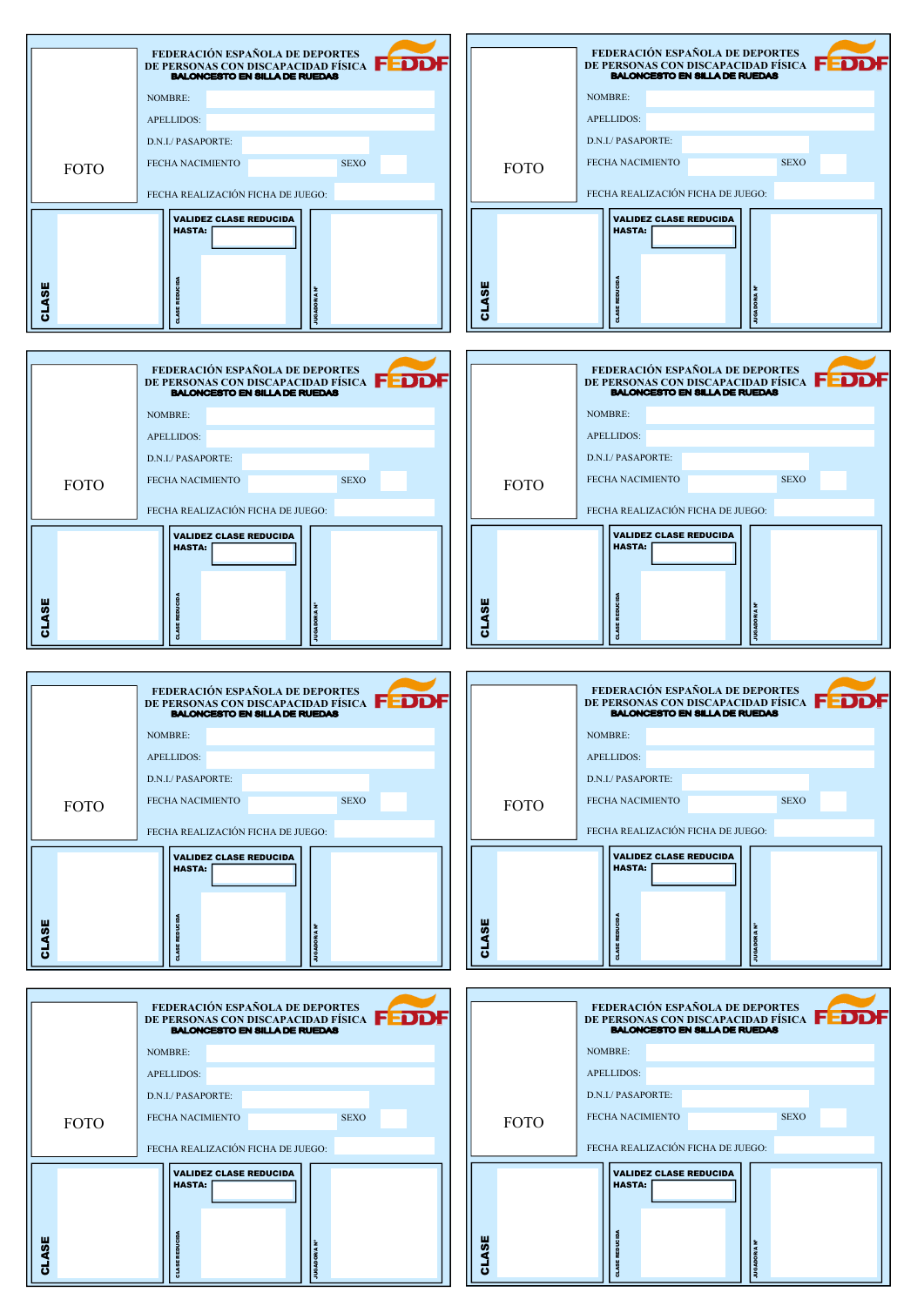FEDERACIÓN ESPAÑOLA DE DEPORTES DE PERSONAS CON DISCAPACIDAD FÍSICA
BALONCESTO EN SILLA DE RUEDAS
FEDDF

FOTO

NOMBRE:

APELLIDOS:

D.N.I./ PASAPORTE:

FECHA NACIMIENTO SEXO

FECHA REALIZACIÓN FICHA DE JUEGO:

CLASE

VALIDEZ CLASE REDUCIDA
HASTA:

CLASE REDUCIDA

JUGADOR/A Nº

---

FEDERACIÓN ESPAÑOLA DE DEPORTES DE PERSONAS CON DISCAPACIDAD FÍSICA
BALONCESTO EN SILLA DE RUEDAS
FEDDF

FOTO

NOMBRE:

APELLIDOS:

D.N.I./ PASAPORTE:

FECHA NACIMIENTO SEXO

FECHA REALIZACIÓN FICHA DE JUEGO:

CLASE

VALIDEZ CLASE REDUCIDA
HASTA:

CLASE REDUCIDA

JUGADOR/A Nº

---

FEDERACIÓN ESPAÑOLA DE DEPORTES DE PERSONAS CON DISCAPACIDAD FÍSICA
BALONCESTO EN SILLA DE RUEDAS
FEDDF

FOTO

NOMBRE:

APELLIDOS:

D.N.I./ PASAPORTE:

FECHA NACIMIENTO SEXO

FECHA REALIZACIÓN FICHA DE JUEGO:

CLASE

VALIDEZ CLASE REDUCIDA
HASTA:

CLASE REDUCIDA

JUGADOR/A Nº

---

FEDERACIÓN ESPAÑOLA DE DEPORTES DE PERSONAS CON DISCAPACIDAD FÍSICA
BALONCESTO EN SILLA DE RUEDAS
FEDDF

FOTO

NOMBRE:

APELLIDOS:

D.N.I./ PASAPORTE:

FECHA NACIMIENTO SEXO

FECHA REALIZACIÓN FICHA DE JUEGO:

CLASE

VALIDEZ CLASE REDUCIDA
HASTA:

CLASE REDUCIDA

JUGADOR/A Nº

---

FEDERACIÓN ESPAÑOLA DE DEPORTES DE PERSONAS CON DISCAPACIDAD FÍSICA
BALONCESTO EN SILLA DE RUEDAS
FEDDF

FOTO

NOMBRE:

APELLIDOS:

D.N.I./ PASAPORTE:

FECHA NACIMIENTO SEXO

FECHA REALIZACIÓN FICHA DE JUEGO:

CLASE

VALIDEZ CLASE REDUCIDA
HASTA:

CLASE REDUCIDA

JUGADOR/A Nº

---

FEDERACIÓN ESPAÑOLA DE DEPORTES DE PERSONAS CON DISCAPACIDAD FÍSICA
BALONCESTO EN SILLA DE RUEDAS
FEDDF

FOTO

NOMBRE:

APELLIDOS:

D.N.I./ PASAPORTE:

FECHA NACIMIENTO SEXO

FECHA REALIZACIÓN FICHA DE JUEGO:

CLASE

VALIDEZ CLASE REDUCIDA
HASTA:

CLASE REDUCIDA

JUGADOR/A Nº

---

FEDERACIÓN ESPAÑOLA DE DEPORTES DE PERSONAS CON DISCAPACIDAD FÍSICA
BALONCESTO EN SILLA DE RUEDAS
FEDDF

FOTO

NOMBRE:

APELLIDOS:

D.N.I./ PASAPORTE:

FECHA NACIMIENTO SEXO

FECHA REALIZACIÓN FICHA DE JUEGO:

CLASE

VALIDEZ CLASE REDUCIDA
HASTA:

CLASE REDUCIDA

JUGADOR/A Nº

---

FEDERACIÓN ESPAÑOLA DE DEPORTES DE PERSONAS CON DISCAPACIDAD FÍSICA
BALONCESTO EN SILLA DE RUEDAS
FEDDF

FOTO

NOMBRE:

APELLIDOS:

D.N.I./ PASAPORTE:

FECHA NACIMIENTO SEXO

FECHA REALIZACIÓN FICHA DE JUEGO:

CLASE

VALIDEZ CLASE REDUCIDA
HASTA:

CLASE REDUCIDA

JUGADOR/A Nº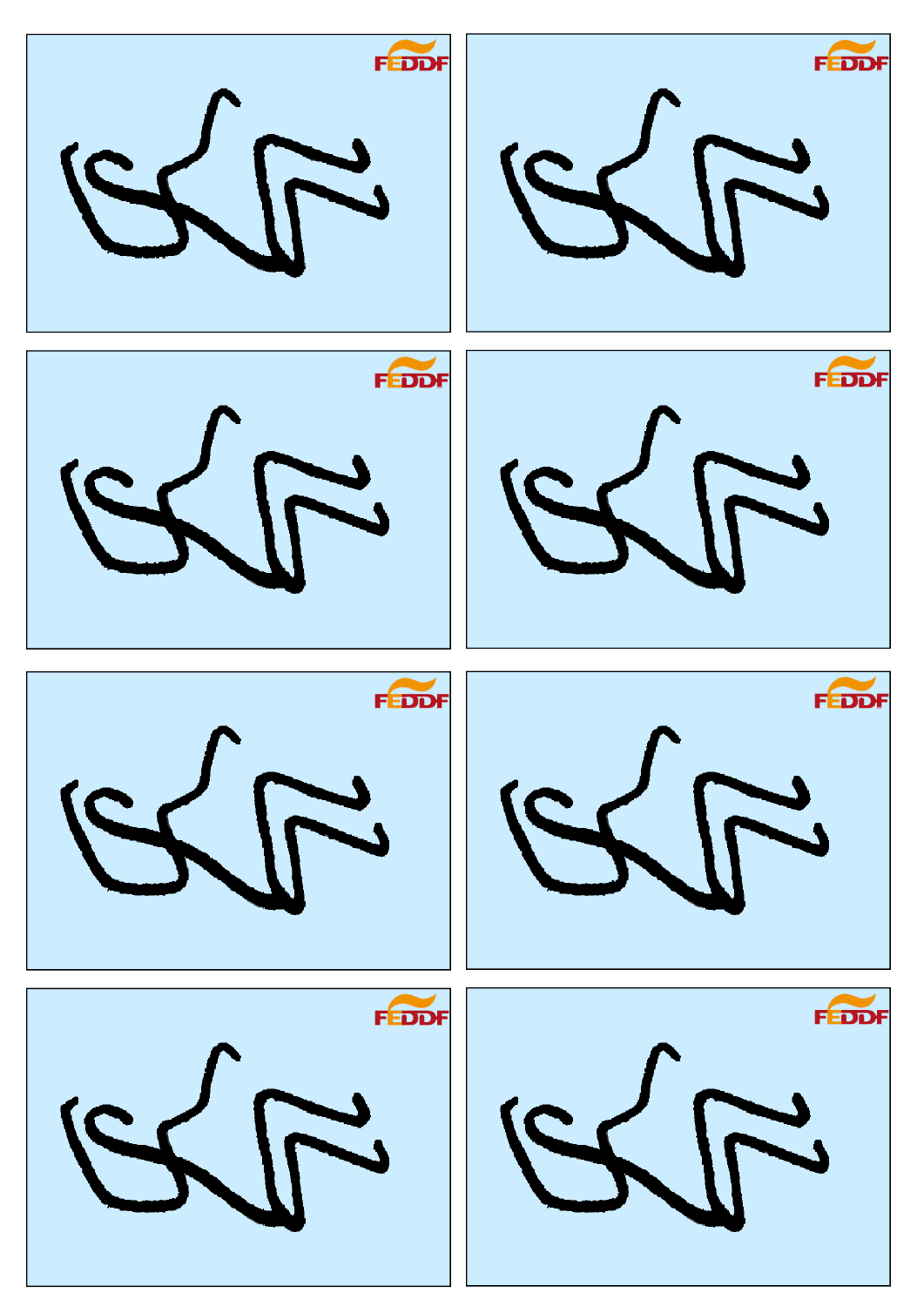FEDDF

FEDDF

FEDDF

FEDDF

FEDDF

FEDDF

FEDDF

FEDDF